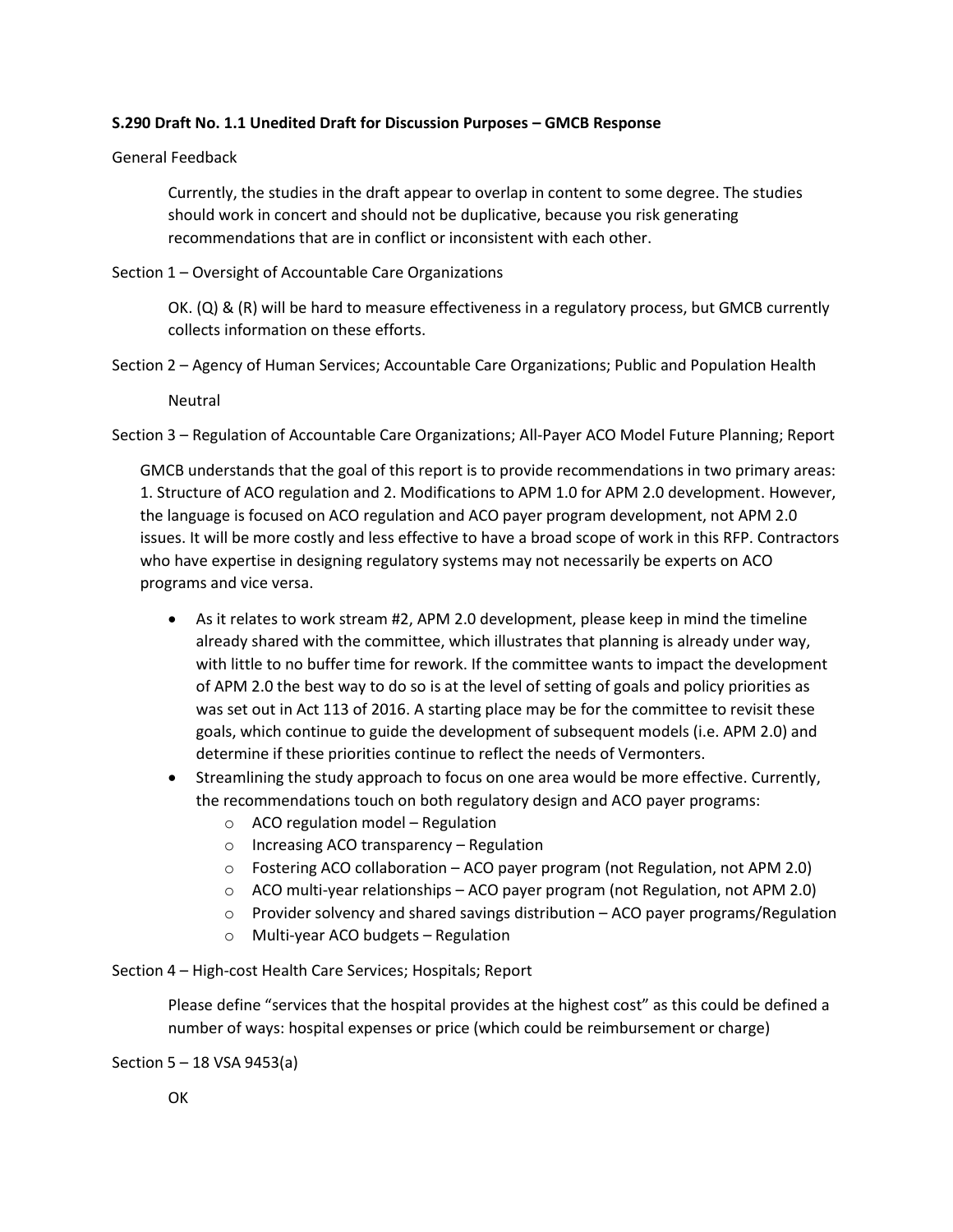**S.290 Draft No. 1.1 Unedited Draft for Discussion Purposes – GMCB Response**

General Feedback

> Currently, the studies in the draft appear to overlap in content to some degree. The studies should work in concert and should not be duplicative, because you risk generating recommendations that are in conflict or inconsistent with each other.

Section 1 – Oversight of Accountable Care Organizations

> OK. (Q) & (R) will be hard to measure effectiveness in a regulatory process, but GMCB currently collects information on these efforts.

Section 2 – Agency of Human Services; Accountable Care Organizations; Public and Population Health

> Neutral

Section 3 – Regulation of Accountable Care Organizations; All-Payer ACO Model Future Planning; Report

> GMCB understands that the goal of this report is to provide recommendations in two primary areas: 1. Structure of ACO regulation and 2. Modifications to APM 1.0 for APM 2.0 development. However, the language is focused on ACO regulation and ACO payer program development, not APM 2.0 issues. It will be more costly and less effective to have a broad scope of work in this RFP. Contractors who have expertise in designing regulatory systems may not necessarily be experts on ACO programs and vice versa.

- As it relates to work stream #2, APM 2.0 development, please keep in mind the timeline already shared with the committee, which illustrates that planning is already under way, with little to no buffer time for rework. If the committee wants to impact the development of APM 2.0 the best way to do so is at the level of setting of goals and policy priorities as was set out in Act 113 of 2016. A starting place may be for the committee to revisit these goals, which continue to guide the development of subsequent models (i.e. APM 2.0) and determine if these priorities continue to reflect the needs of Vermonters.
- Streamlining the study approach to focus on one area would be more effective. Currently, the recommendations touch on both regulatory design and ACO payer programs:
  - ACO regulation model – Regulation
  - Increasing ACO transparency – Regulation
  - Fostering ACO collaboration – ACO payer program (not Regulation, not APM 2.0)
  - ACO multi-year relationships – ACO payer program (not Regulation, not APM 2.0)
  - Provider solvency and shared savings distribution – ACO payer programs/Regulation
  - Multi-year ACO budgets – Regulation

Section 4 – High-cost Health Care Services; Hospitals; Report

> Please define "services that the hospital provides at the highest cost" as this could be defined a number of ways: hospital expenses or price (which could be reimbursement or charge)

Section 5 – 18 VSA 9453(a)

> OK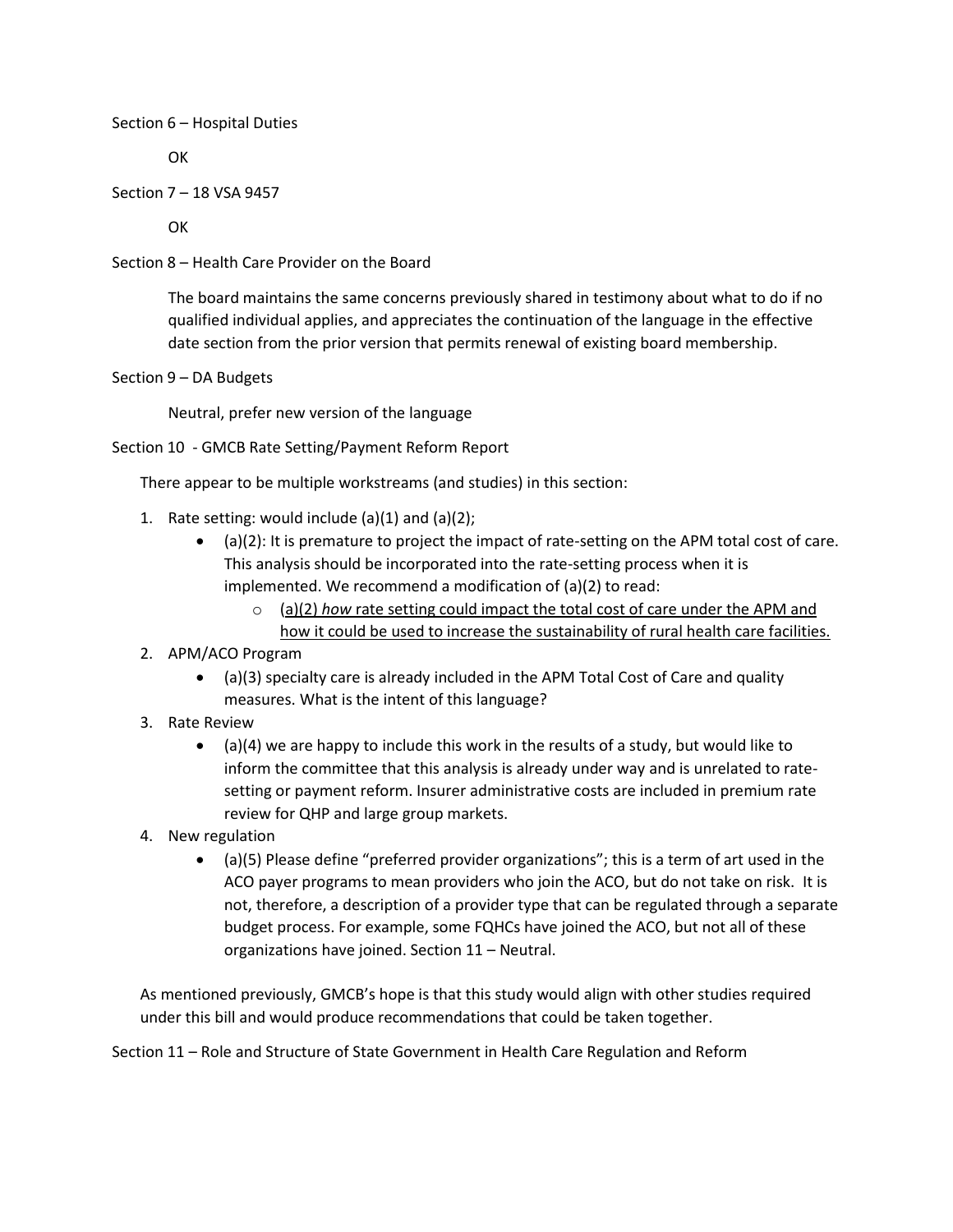Section 6 – Hospital Duties

OK

Section 7 – 18 VSA 9457

OK

Section 8 – Health Care Provider on the Board

The board maintains the same concerns previously shared in testimony about what to do if no qualified individual applies, and appreciates the continuation of the language in the effective date section from the prior version that permits renewal of existing board membership.

Section 9 – DA Budgets

Neutral, prefer new version of the language

Section 10 - GMCB Rate Setting/Payment Reform Report

There appear to be multiple workstreams (and studies) in this section:

1. Rate setting: would include (a)(1) and (a)(2);
   - (a)(2): It is premature to project the impact of rate-setting on the APM total cost of care. This analysis should be incorporated into the rate-setting process when it is implemented. We recommend a modification of (a)(2) to read:
     - <u>(a)(2) *how* rate setting could impact the total cost of care under the APM and how it could be used to increase the sustainability of rural health care facilities.</u>
2. APM/ACO Program
   - (a)(3) specialty care is already included in the APM Total Cost of Care and quality measures. What is the intent of this language?
3. Rate Review
   - (a)(4) we are happy to include this work in the results of a study, but would like to inform the committee that this analysis is already under way and is unrelated to rate-setting or payment reform. Insurer administrative costs are included in premium rate review for QHP and large group markets.
4. New regulation
   - (a)(5) Please define "preferred provider organizations"; this is a term of art used in the ACO payer programs to mean providers who join the ACO, but do not take on risk. It is not, therefore, a description of a provider type that can be regulated through a separate budget process. For example, some FQHCs have joined the ACO, but not all of these organizations have joined. Section 11 – Neutral.

As mentioned previously, GMCB's hope is that this study would align with other studies required under this bill and would produce recommendations that could be taken together.

Section 11 – Role and Structure of State Government in Health Care Regulation and Reform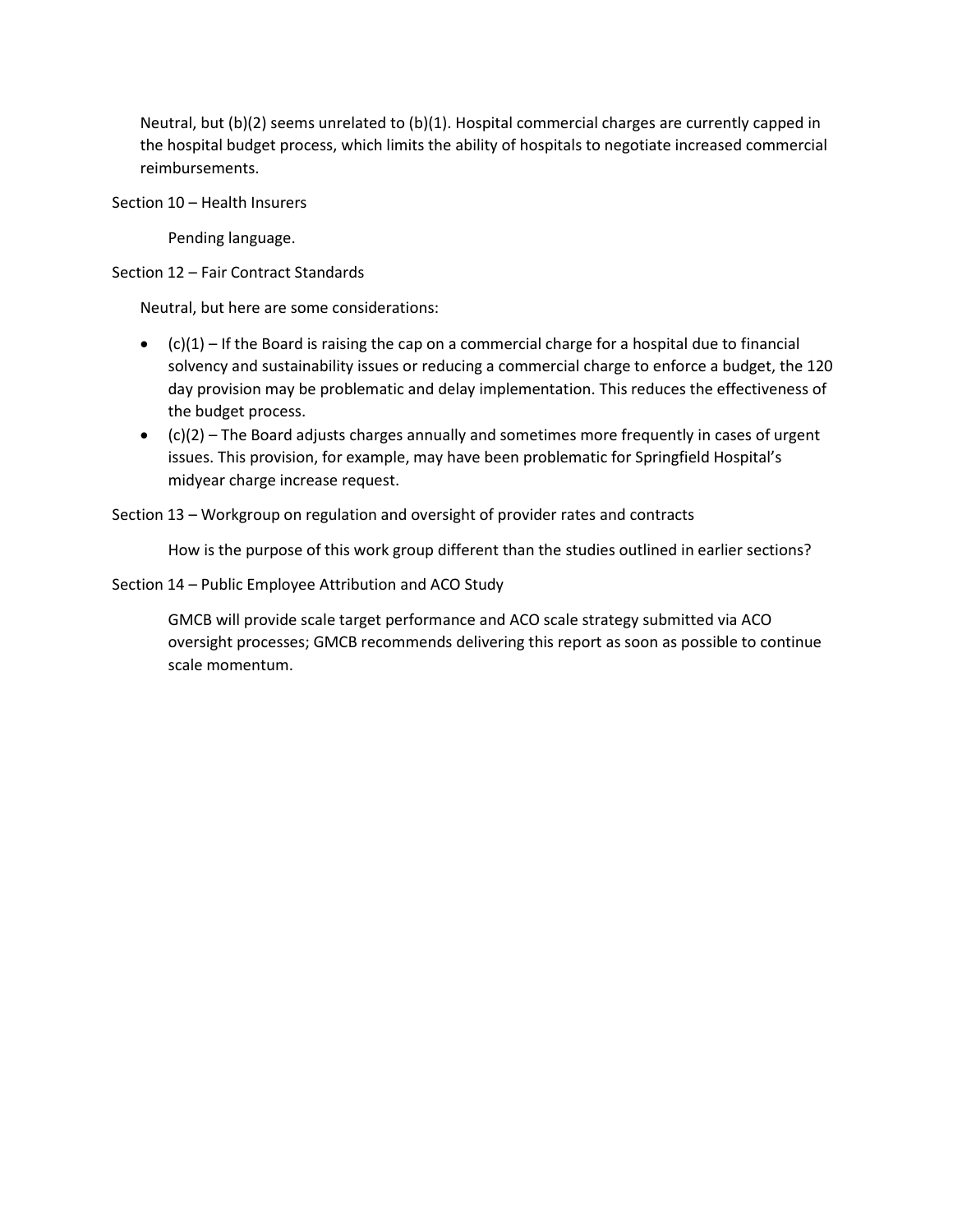Neutral, but (b)(2) seems unrelated to (b)(1). Hospital commercial charges are currently capped in the hospital budget process, which limits the ability of hospitals to negotiate increased commercial reimbursements.

Section 10 – Health Insurers

Pending language.

Section 12 – Fair Contract Standards

Neutral, but here are some considerations:

- (c)(1) – If the Board is raising the cap on a commercial charge for a hospital due to financial solvency and sustainability issues or reducing a commercial charge to enforce a budget, the 120 day provision may be problematic and delay implementation. This reduces the effectiveness of the budget process.
- (c)(2) – The Board adjusts charges annually and sometimes more frequently in cases of urgent issues. This provision, for example, may have been problematic for Springfield Hospital's midyear charge increase request.

Section 13 – Workgroup on regulation and oversight of provider rates and contracts

How is the purpose of this work group different than the studies outlined in earlier sections?

Section 14 – Public Employee Attribution and ACO Study

GMCB will provide scale target performance and ACO scale strategy submitted via ACO oversight processes; GMCB recommends delivering this report as soon as possible to continue scale momentum.